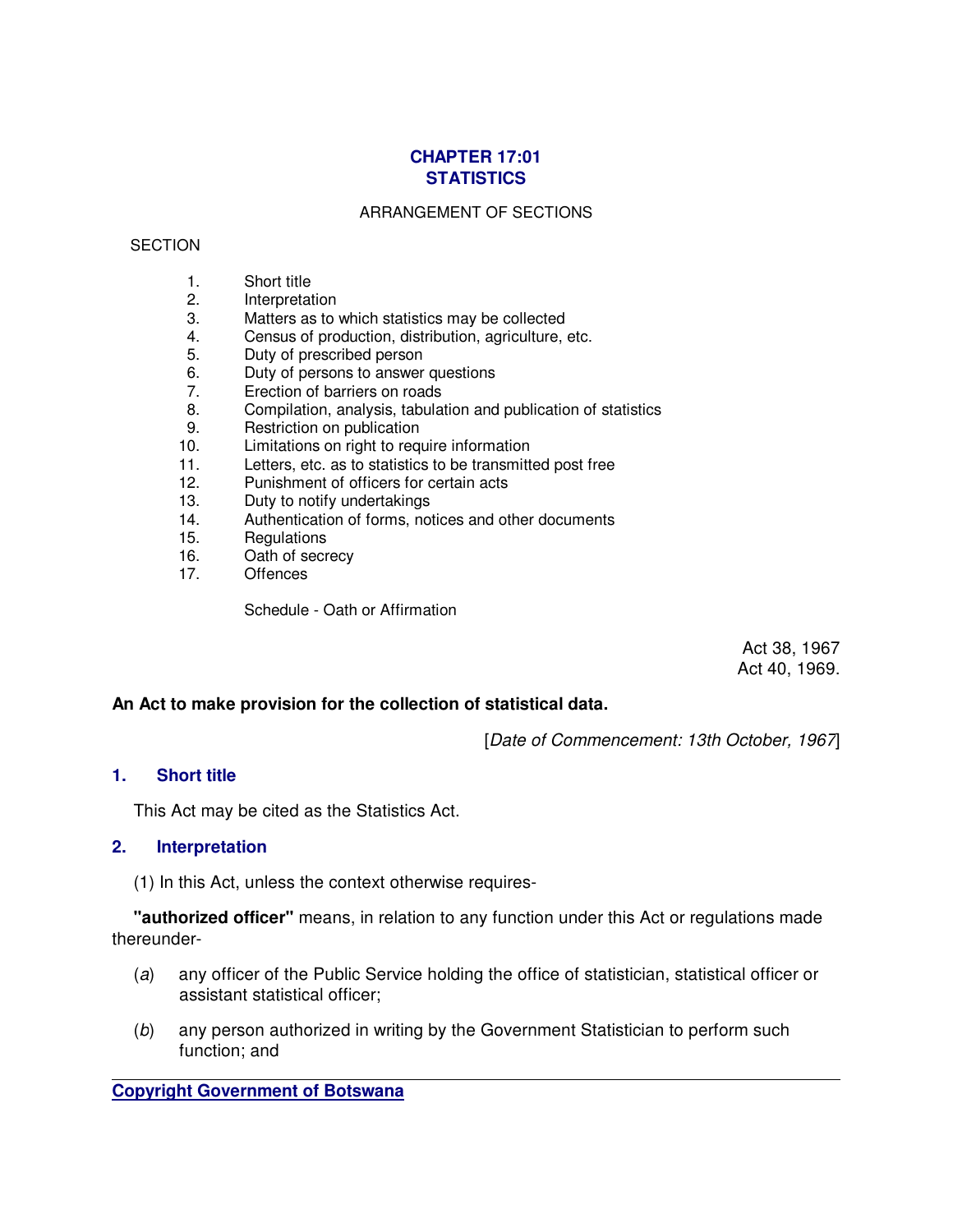# CHAPTER 17:01
# STATISTICS

ARRANGEMENT OF SECTIONS

SECTION

1. Short title
2. Interpretation
3. Matters as to which statistics may be collected
4. Census of production, distribution, agriculture, etc.
5. Duty of prescribed person
6. Duty of persons to answer questions
7. Erection of barriers on roads
8. Compilation, analysis, tabulation and publication of statistics
9. Restriction on publication
10. Limitations on right to require information
11. Letters, etc. as to statistics to be transmitted post free
12. Punishment of officers for certain acts
13. Duty to notify undertakings
14. Authentication of forms, notices and other documents
15. Regulations
16. Oath of secrecy
17. Offences

Schedule - Oath or Affirmation

Act 38, 1967
Act 40, 1969.

**An Act to make provision for the collection of statistical data.**

[*Date of Commencement: 13th October, 1967*]

## 1. Short title

This Act may be cited as the Statistics Act.

## 2. Interpretation

(1) In this Act, unless the context otherwise requires-

**"authorized officer"** means, in relation to any function under this Act or regulations made thereunder-

(*a*) any officer of the Public Service holding the office of statistician, statistical officer or assistant statistical officer;

(*b*) any person authorized in writing by the Government Statistician to perform such function; and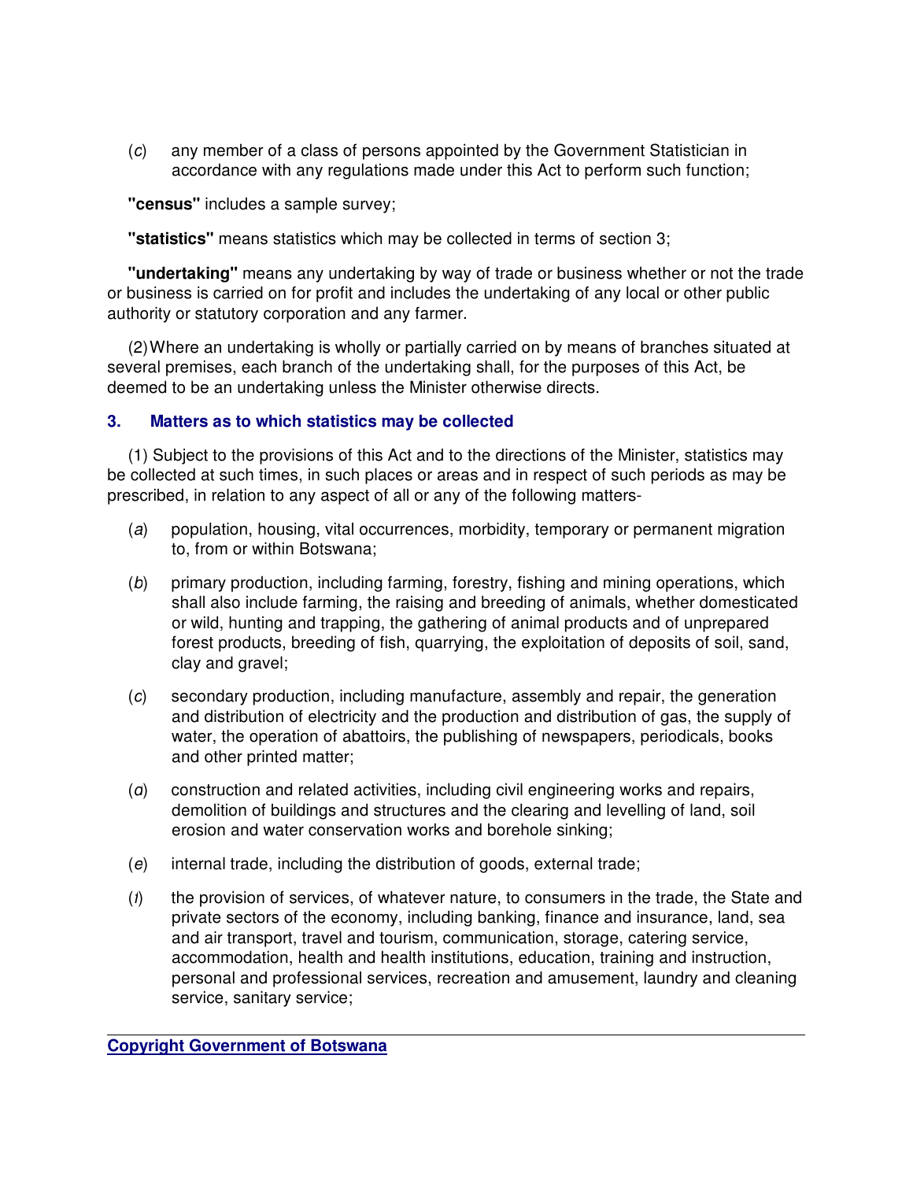(*c*) any member of a class of persons appointed by the Government Statistician in accordance with any regulations made under this Act to perform such function;

**"census"** includes a sample survey;

**"statistics"** means statistics which may be collected in terms of section 3;

**"undertaking"** means any undertaking by way of trade or business whether or not the trade or business is carried on for profit and includes the undertaking of any local or other public authority or statutory corporation and any farmer.

(2) Where an undertaking is wholly or partially carried on by means of branches situated at several premises, each branch of the undertaking shall, for the purposes of this Act, be deemed to be an undertaking unless the Minister otherwise directs.

### 3. Matters as to which statistics may be collected

(1) Subject to the provisions of this Act and to the directions of the Minister, statistics may be collected at such times, in such places or areas and in respect of such periods as may be prescribed, in relation to any aspect of all or any of the following matters-

(*a*) population, housing, vital occurrences, morbidity, temporary or permanent migration to, from or within Botswana;

(*b*) primary production, including farming, forestry, fishing and mining operations, which shall also include farming, the raising and breeding of animals, whether domesticated or wild, hunting and trapping, the gathering of animal products and of unprepared forest products, breeding of fish, quarrying, the exploitation of deposits of soil, sand, clay and gravel;

(*c*) secondary production, including manufacture, assembly and repair, the generation and distribution of electricity and the production and distribution of gas, the supply of water, the operation of abattoirs, the publishing of newspapers, periodicals, books and other printed matter;

(*d*) construction and related activities, including civil engineering works and repairs, demolition of buildings and structures and the clearing and levelling of land, soil erosion and water conservation works and borehole sinking;

(*e*) internal trade, including the distribution of goods, external trade;

(*f*) the provision of services, of whatever nature, to consumers in the trade, the State and private sectors of the economy, including banking, finance and insurance, land, sea and air transport, travel and tourism, communication, storage, catering service, accommodation, health and health institutions, education, training and instruction, personal and professional services, recreation and amusement, laundry and cleaning service, sanitary service;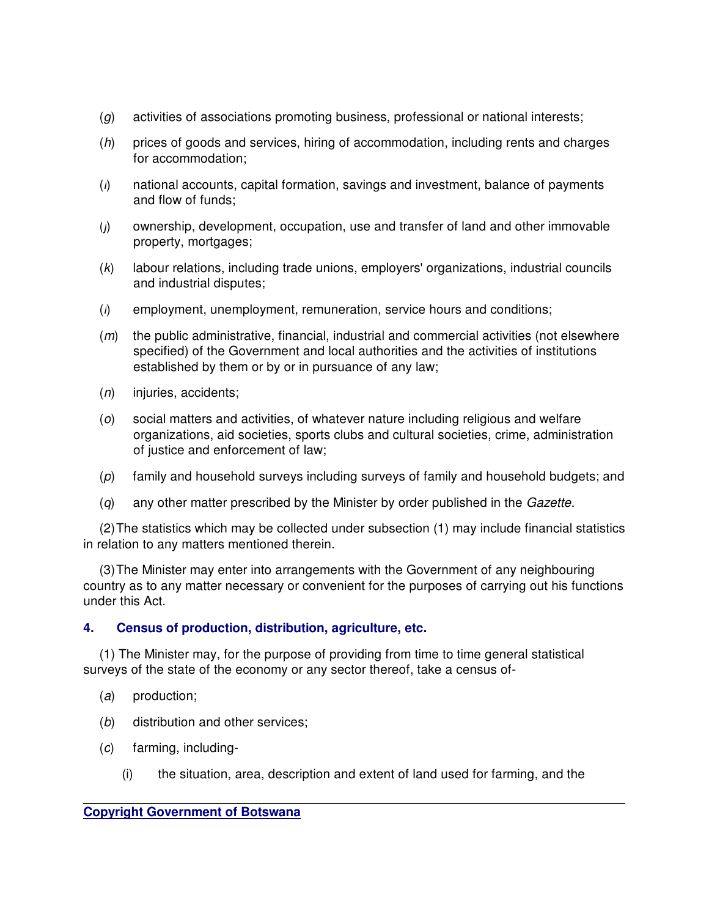(*g*) activities of associations promoting business, professional or national interests;

(*h*) prices of goods and services, hiring of accommodation, including rents and charges for accommodation;

(*i*) national accounts, capital formation, savings and investment, balance of payments and flow of funds;

(*j*) ownership, development, occupation, use and transfer of land and other immovable property, mortgages;

(*k*) labour relations, including trade unions, employers' organizations, industrial councils and industrial disputes;

(*l*) employment, unemployment, remuneration, service hours and conditions;

(*m*) the public administrative, financial, industrial and commercial activities (not elsewhere specified) of the Government and local authorities and the activities of institutions established by them or by or in pursuance of any law;

(*n*) injuries, accidents;

(*o*) social matters and activities, of whatever nature including religious and welfare organizations, aid societies, sports clubs and cultural societies, crime, administration of justice and enforcement of law;

(*p*) family and household surveys including surveys of family and household budgets; and

(*q*) any other matter prescribed by the Minister by order published in the *Gazette*.

(2) The statistics which may be collected under subsection (1) may include financial statistics in relation to any matters mentioned therein.

(3) The Minister may enter into arrangements with the Government of any neighbouring country as to any matter necessary or convenient for the purposes of carrying out his functions under this Act.

### 4. Census of production, distribution, agriculture, etc.

(1) The Minister may, for the purpose of providing from time to time general statistical surveys of the state of the economy or any sector thereof, take a census of-

(*a*) production;

(*b*) distribution and other services;

(*c*) farming, including-

(i) the situation, area, description and extent of land used for farming, and the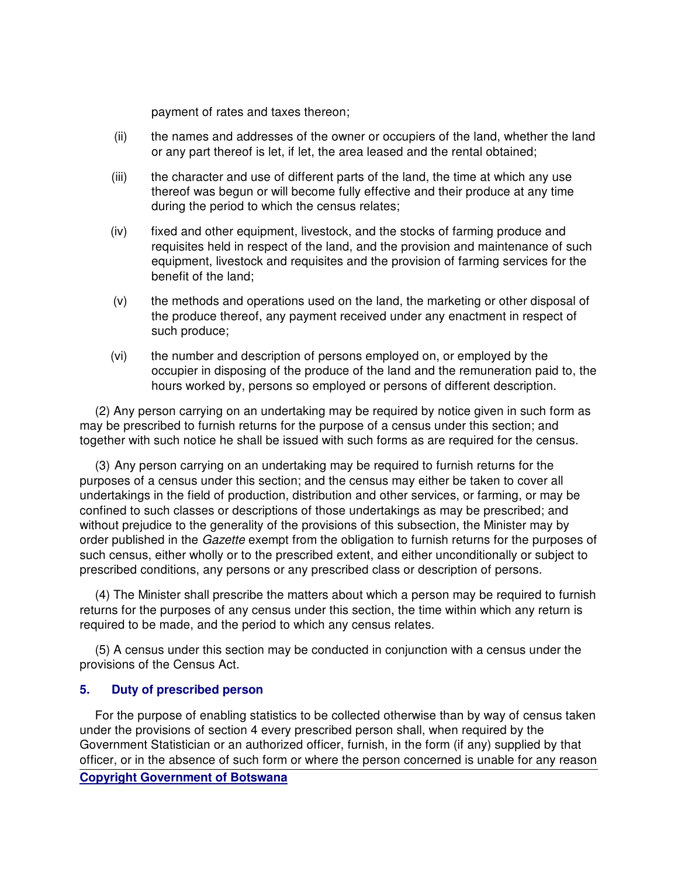payment of rates and taxes thereon;

(ii) the names and addresses of the owner or occupiers of the land, whether the land or any part thereof is let, if let, the area leased and the rental obtained;

(iii) the character and use of different parts of the land, the time at which any use thereof was begun or will become fully effective and their produce at any time during the period to which the census relates;

(iv) fixed and other equipment, livestock, and the stocks of farming produce and requisites held in respect of the land, and the provision and maintenance of such equipment, livestock and requisites and the provision of farming services for the benefit of the land;

(v) the methods and operations used on the land, the marketing or other disposal of the produce thereof, any payment received under any enactment in respect of such produce;

(vi) the number and description of persons employed on, or employed by the occupier in disposing of the produce of the land and the remuneration paid to, the hours worked by, persons so employed or persons of different description.

(2) Any person carrying on an undertaking may be required by notice given in such form as may be prescribed to furnish returns for the purpose of a census under this section; and together with such notice he shall be issued with such forms as are required for the census.

(3) Any person carrying on an undertaking may be required to furnish returns for the purposes of a census under this section; and the census may either be taken to cover all undertakings in the field of production, distribution and other services, or farming, or may be confined to such classes or descriptions of those undertakings as may be prescribed; and without prejudice to the generality of the provisions of this subsection, the Minister may by order published in the *Gazette* exempt from the obligation to furnish returns for the purposes of such census, either wholly or to the prescribed extent, and either unconditionally or subject to prescribed conditions, any persons or any prescribed class or description of persons.

(4) The Minister shall prescribe the matters about which a person may be required to furnish returns for the purposes of any census under this section, the time within which any return is required to be made, and the period to which any census relates.

(5) A census under this section may be conducted in conjunction with a census under the provisions of the Census Act.

### 5. Duty of prescribed person

For the purpose of enabling statistics to be collected otherwise than by way of census taken under the provisions of section 4 every prescribed person shall, when required by the Government Statistician or an authorized officer, furnish, in the form (if any) supplied by that officer, or in the absence of such form or where the person concerned is unable for any reason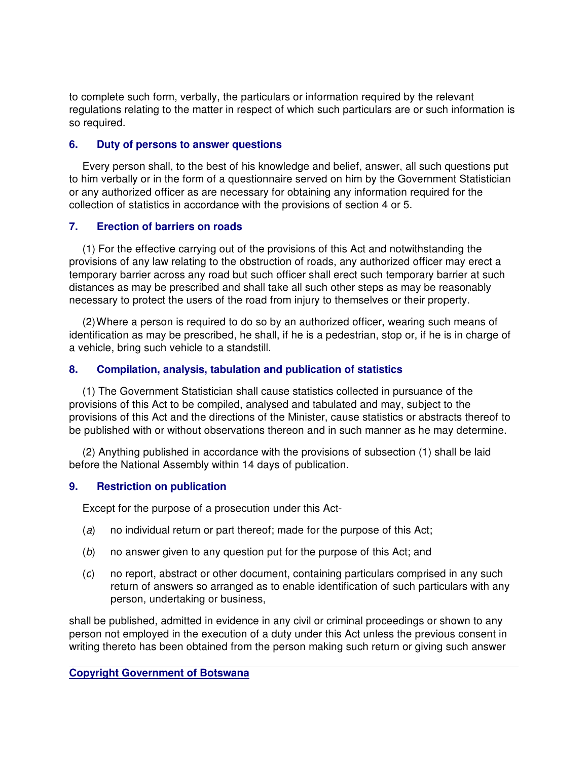to complete such form, verbally, the particulars or information required by the relevant regulations relating to the matter in respect of which such particulars are or such information is so required.

### 6. Duty of persons to answer questions

Every person shall, to the best of his knowledge and belief, answer, all such questions put to him verbally or in the form of a questionnaire served on him by the Government Statistician or any authorized officer as are necessary for obtaining any information required for the collection of statistics in accordance with the provisions of section 4 or 5.

### 7. Erection of barriers on roads

(1) For the effective carrying out of the provisions of this Act and notwithstanding the provisions of any law relating to the obstruction of roads, any authorized officer may erect a temporary barrier across any road but such officer shall erect such temporary barrier at such distances as may be prescribed and shall take all such other steps as may be reasonably necessary to protect the users of the road from injury to themselves or their property.

(2) Where a person is required to do so by an authorized officer, wearing such means of identification as may be prescribed, he shall, if he is a pedestrian, stop or, if he is in charge of a vehicle, bring such vehicle to a standstill.

### 8. Compilation, analysis, tabulation and publication of statistics

(1) The Government Statistician shall cause statistics collected in pursuance of the provisions of this Act to be compiled, analysed and tabulated and may, subject to the provisions of this Act and the directions of the Minister, cause statistics or abstracts thereof to be published with or without observations thereon and in such manner as he may determine.

(2) Anything published in accordance with the provisions of subsection (1) shall be laid before the National Assembly within 14 days of publication.

### 9. Restriction on publication

Except for the purpose of a prosecution under this Act-

(*a*) no individual return or part thereof; made for the purpose of this Act;

(*b*) no answer given to any question put for the purpose of this Act; and

(*c*) no report, abstract or other document, containing particulars comprised in any such return of answers so arranged as to enable identification of such particulars with any person, undertaking or business,

shall be published, admitted in evidence in any civil or criminal proceedings or shown to any person not employed in the execution of a duty under this Act unless the previous consent in writing thereto has been obtained from the person making such return or giving such answer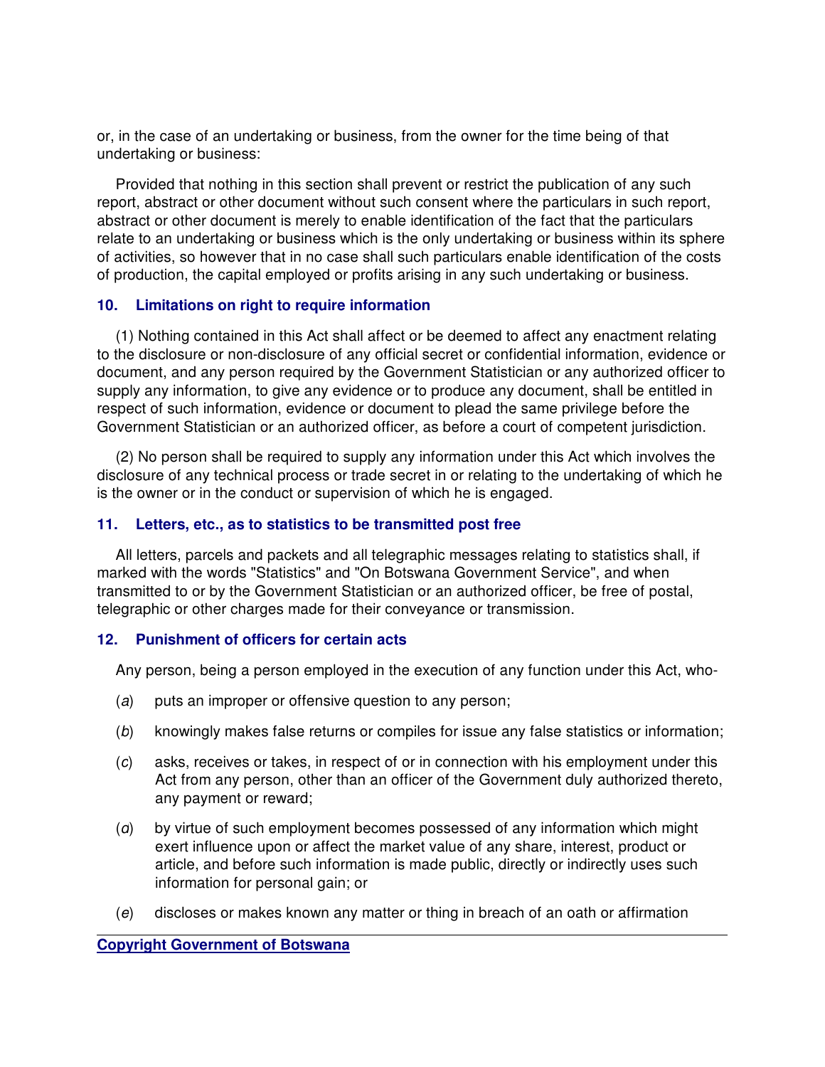or, in the case of an undertaking or business, from the owner for the time being of that undertaking or business:

Provided that nothing in this section shall prevent or restrict the publication of any such report, abstract or other document without such consent where the particulars in such report, abstract or other document is merely to enable identification of the fact that the particulars relate to an undertaking or business which is the only undertaking or business within its sphere of activities, so however that in no case shall such particulars enable identification of the costs of production, the capital employed or profits arising in any such undertaking or business.

### 10. Limitations on right to require information

(1) Nothing contained in this Act shall affect or be deemed to affect any enactment relating to the disclosure or non-disclosure of any official secret or confidential information, evidence or document, and any person required by the Government Statistician or any authorized officer to supply any information, to give any evidence or to produce any document, shall be entitled in respect of such information, evidence or document to plead the same privilege before the Government Statistician or an authorized officer, as before a court of competent jurisdiction.

(2) No person shall be required to supply any information under this Act which involves the disclosure of any technical process or trade secret in or relating to the undertaking of which he is the owner or in the conduct or supervision of which he is engaged.

### 11. Letters, etc., as to statistics to be transmitted post free

All letters, parcels and packets and all telegraphic messages relating to statistics shall, if marked with the words "Statistics" and "On Botswana Government Service", and when transmitted to or by the Government Statistician or an authorized officer, be free of postal, telegraphic or other charges made for their conveyance or transmission.

### 12. Punishment of officers for certain acts

Any person, being a person employed in the execution of any function under this Act, who-

(*a*) puts an improper or offensive question to any person;

(*b*) knowingly makes false returns or compiles for issue any false statistics or information;

(*c*) asks, receives or takes, in respect of or in connection with his employment under this Act from any person, other than an officer of the Government duly authorized thereto, any payment or reward;

(*d*) by virtue of such employment becomes possessed of any information which might exert influence upon or affect the market value of any share, interest, product or article, and before such information is made public, directly or indirectly uses such information for personal gain; or

(*e*) discloses or makes known any matter or thing in breach of an oath or affirmation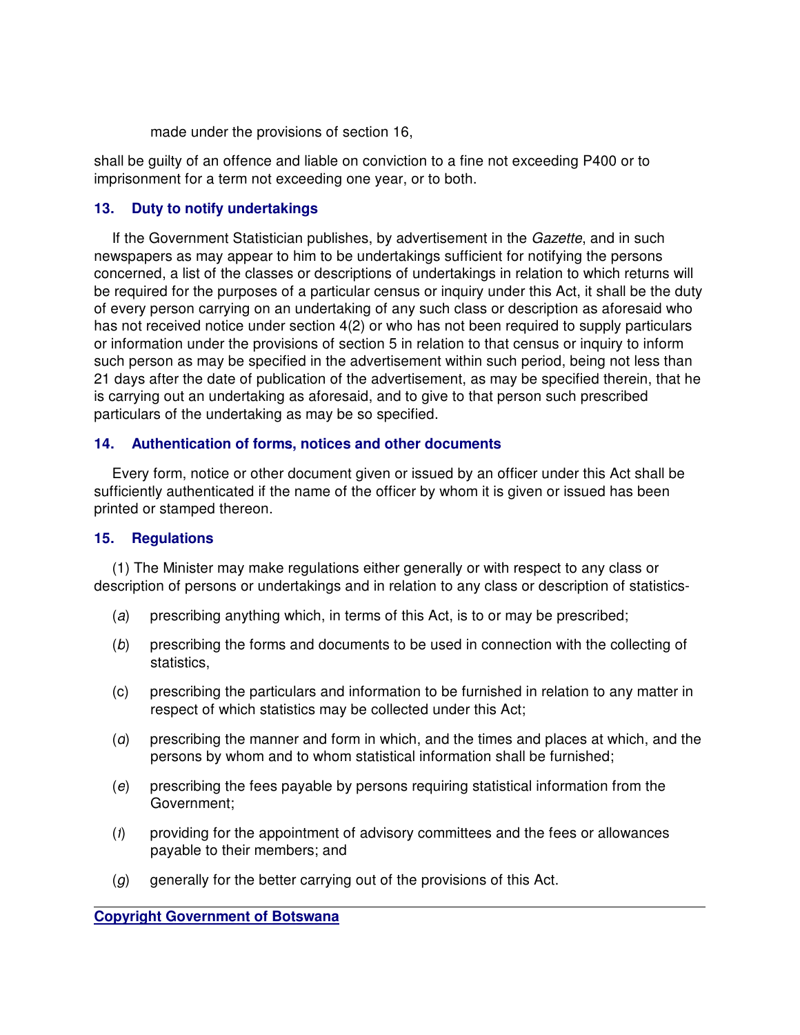made under the provisions of section 16,

shall be guilty of an offence and liable on conviction to a fine not exceeding P400 or to imprisonment for a term not exceeding one year, or to both.

### 13. Duty to notify undertakings

If the Government Statistician publishes, by advertisement in the *Gazette*, and in such newspapers as may appear to him to be undertakings sufficient for notifying the persons concerned, a list of the classes or descriptions of undertakings in relation to which returns will be required for the purposes of a particular census or inquiry under this Act, it shall be the duty of every person carrying on an undertaking of any such class or description as aforesaid who has not received notice under section 4(2) or who has not been required to supply particulars or information under the provisions of section 5 in relation to that census or inquiry to inform such person as may be specified in the advertisement within such period, being not less than 21 days after the date of publication of the advertisement, as may be specified therein, that he is carrying out an undertaking as aforesaid, and to give to that person such prescribed particulars of the undertaking as may be so specified.

### 14. Authentication of forms, notices and other documents

Every form, notice or other document given or issued by an officer under this Act shall be sufficiently authenticated if the name of the officer by whom it is given or issued has been printed or stamped thereon.

### 15. Regulations

(1) The Minister may make regulations either generally or with respect to any class or description of persons or undertakings and in relation to any class or description of statistics-

(*a*) prescribing anything which, in terms of this Act, is to or may be prescribed;

(*b*) prescribing the forms and documents to be used in connection with the collecting of statistics,

(c) prescribing the particulars and information to be furnished in relation to any matter in respect of which statistics may be collected under this Act;

(*d*) prescribing the manner and form in which, and the times and places at which, and the persons by whom and to whom statistical information shall be furnished;

(*e*) prescribing the fees payable by persons requiring statistical information from the Government;

(*f*) providing for the appointment of advisory committees and the fees or allowances payable to their members; and

(*g*) generally for the better carrying out of the provisions of this Act.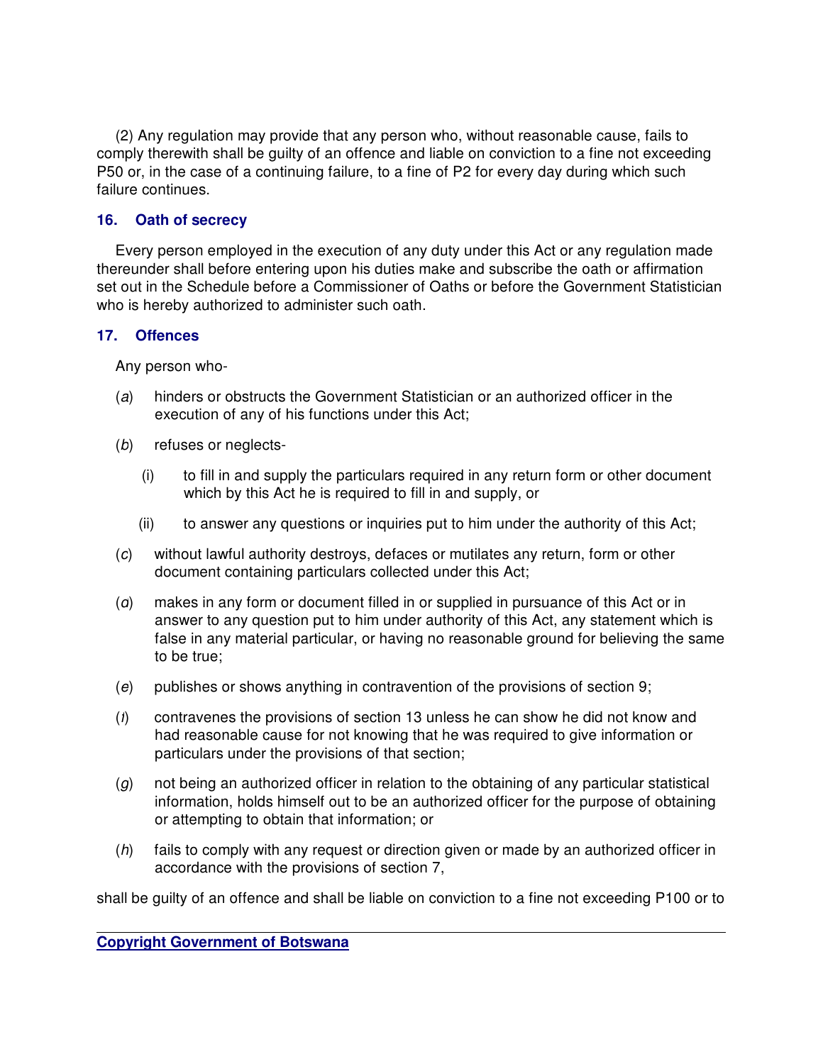(2) Any regulation may provide that any person who, without reasonable cause, fails to comply therewith shall be guilty of an offence and liable on conviction to a fine not exceeding P50 or, in the case of a continuing failure, to a fine of P2 for every day during which such failure continues.

### 16. Oath of secrecy

Every person employed in the execution of any duty under this Act or any regulation made thereunder shall before entering upon his duties make and subscribe the oath or affirmation set out in the Schedule before a Commissioner of Oaths or before the Government Statistician who is hereby authorized to administer such oath.

### 17. Offences

Any person who-

(*a*) hinders or obstructs the Government Statistician or an authorized officer in the execution of any of his functions under this Act;

(*b*) refuses or neglects-

(i) to fill in and supply the particulars required in any return form or other document which by this Act he is required to fill in and supply, or

(ii) to answer any questions or inquiries put to him under the authority of this Act;

(*c*) without lawful authority destroys, defaces or mutilates any return, form or other document containing particulars collected under this Act;

(*d*) makes in any form or document filled in or supplied in pursuance of this Act or in answer to any question put to him under authority of this Act, any statement which is false in any material particular, or having no reasonable ground for believing the same to be true;

(*e*) publishes or shows anything in contravention of the provisions of section 9;

(*f*) contravenes the provisions of section 13 unless he can show he did not know and had reasonable cause for not knowing that he was required to give information or particulars under the provisions of that section;

(*g*) not being an authorized officer in relation to the obtaining of any particular statistical information, holds himself out to be an authorized officer for the purpose of obtaining or attempting to obtain that information; or

(*h*) fails to comply with any request or direction given or made by an authorized officer in accordance with the provisions of section 7,

shall be guilty of an offence and shall be liable on conviction to a fine not exceeding P100 or to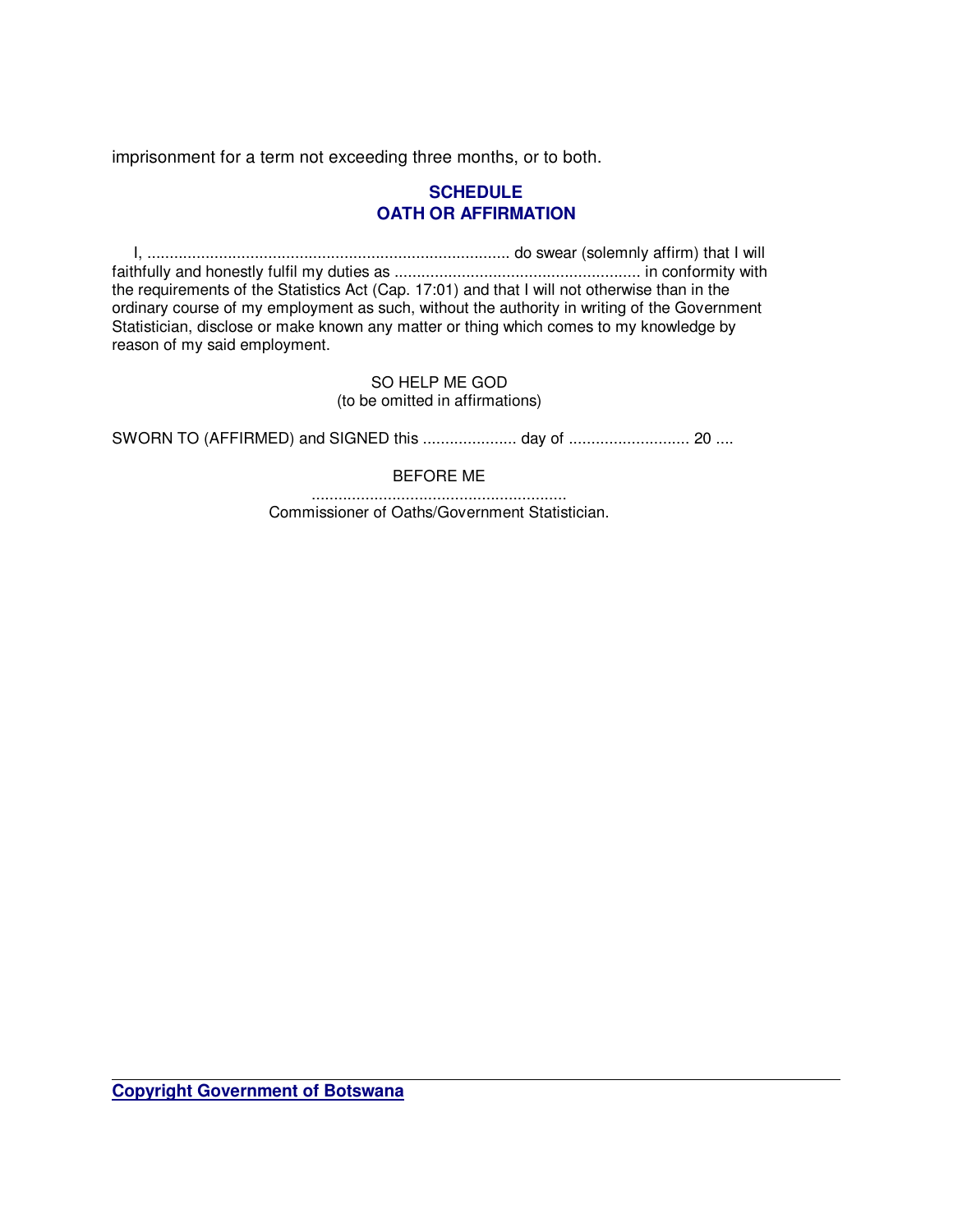imprisonment for a term not exceeding three months, or to both.

## SCHEDULE
## OATH OR AFFIRMATION

I, ................................................................................. do swear (solemnly affirm) that I will faithfully and honestly fulfil my duties as ....................................................... in conformity with the requirements of the Statistics Act (Cap. 17:01) and that I will not otherwise than in the ordinary course of my employment as such, without the authority in writing of the Government Statistician, disclose or make known any matter or thing which comes to my knowledge by reason of my said employment.

SO HELP ME GOD
(to be omitted in affirmations)

SWORN TO (AFFIRMED) and SIGNED this ..................... day of ........................... 20 ....

BEFORE ME

.........................................................
Commissioner of Oaths/Government Statistician.

**Copyright Government of Botswana**